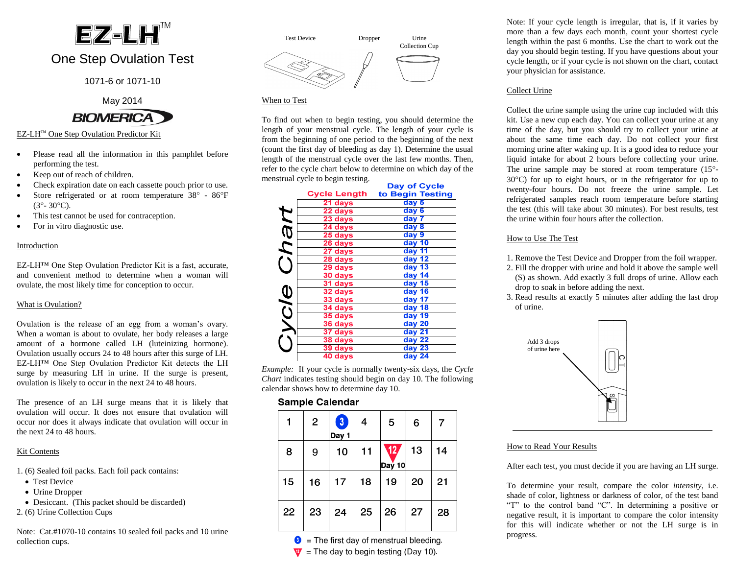# EZ-LH™

## One Step Ovulation Test

1071-6 or 1071-10

May 2014

BIOMERICA

EZ-LH™ One Step Ovulation Predictor Kit

- Please read all the information in this pamphlet before performing the test.
- Keep out of reach of children.
- Check expiration date on each cassette pouch prior to use.
- Store refrigerated or at room temperature 38° - 86°F (3°- 30°C).
- This test cannot be used for contraception.
- For in vitro diagnostic use.

### Introduction

EZ-LH™ One Step Ovulation Predictor Kit is a fast, accurate, and convenient method to determine when a woman will ovulate, the most likely time for conception to occur.

### What is Ovulation?

Ovulation is the release of an egg from a woman's ovary. When a woman is about to ovulate, her body releases a large amount of a hormone called LH (luteinizing hormone). Ovulation usually occurs 24 to 48 hours after this surge of LH. EZ-LH™ One Step Ovulation Predictor Kit detects the LH surge by measuring LH in urine. If the surge is present, ovulation is likely to occur in the next 24 to 48 hours.

The presence of an LH surge means that it is likely that ovulation will occur. It does not ensure that ovulation will occur nor does it always indicate that ovulation will occur in the next 24 to 48 hours.

### Kit Contents

1. (6) Sealed foil packs. Each foil pack contains:
   - Test Device
   - Urine Dropper
   - Desiccant. (This packet should be discarded)
2. (6) Urine Collection Cups

Note: Cat.#1070-10 contains 10 sealed foil packs and 10 urine collection cups.

Test Device | Dropper | Urine Collection Cup

### When to Test

To find out when to begin testing, you should determine the length of your menstrual cycle. The length of your cycle is from the beginning of one period to the beginning of the next (count the first day of bleeding as day 1). Determine the usual length of the menstrual cycle over the last few months. Then, refer to the cycle chart below to determine on which day of the menstrual cycle to begin testing.

**Cycle Chart**

| Cycle Length | Day of Cycle to Begin Testing |
|---|---|
| 21 days | day 5 |
| 22 days | day 6 |
| 23 days | day 7 |
| 24 days | day 8 |
| 25 days | day 9 |
| 26 days | day 10 |
| 27 days | day 11 |
| 28 days | day 12 |
| 29 days | day 13 |
| 30 days | day 14 |
| 31 days | day 15 |
| 32 days | day 16 |
| 33 days | day 17 |
| 34 days | day 18 |
| 35 days | day 19 |
| 36 days | day 20 |
| 37 days | day 21 |
| 38 days | day 22 |
| 39 days | day 23 |
| 40 days | day 24 |

*Example:* If your cycle is normally twenty-six days, the *Cycle Chart* indicates testing should begin on day 10. The following calendar shows how to determine day 10.

**Sample Calendar**

| | | | | | | |
|---|---|---|---|---|---|---|
| 1 | 2 | 3 Day 1 | 4 | 5 | 6 | 7 |
| 8 | 9 | 10 | 11 | 12 Day 10 | 13 | 14 |
| 15 | 16 | 17 | 18 | 19 | 20 | 21 |
| 22 | 23 | 24 | 25 | 26 | 27 | 28 |

3 = The first day of menstrual bleeding.

12 = The day to begin testing (Day 10).

Note: If your cycle length is irregular, that is, if it varies by more than a few days each month, count your shortest cycle length within the past 6 months. Use the chart to work out the day you should begin testing. If you have questions about your cycle length, or if your cycle is not shown on the chart, contact your physician for assistance.

### Collect Urine

Collect the urine sample using the urine cup included with this kit. Use a new cup each day. You can collect your urine at any time of the day, but you should try to collect your urine at about the same time each day. Do not collect your first morning urine after waking up. It is a good idea to reduce your liquid intake for about 2 hours before collecting your urine. The urine sample may be stored at room temperature (15°-30°C) for up to eight hours, or in the refrigerator for up to twenty-four hours. Do not freeze the urine sample. Let refrigerated samples reach room temperature before starting the test (this will take about 30 minutes). For best results, test the urine within four hours after the collection.

### How to Use The Test

1. Remove the Test Device and Dropper from the foil wrapper.
2. Fill the dropper with urine and hold it above the sample well (S) as shown. Add exactly 3 full drops of urine. Allow each drop to soak in before adding the next.
3. Read results at exactly 5 minutes after adding the last drop of urine.

Add 3 drops of urine here

### How to Read Your Results

After each test, you must decide if you are having an LH surge.

To determine your result, compare the color *intensity*, i.e. shade of color, lightness or darkness of color, of the test band "T" to the control band "C". In determining a positive or negative result, it is important to compare the color intensity for this will indicate whether or not the LH surge is in progress.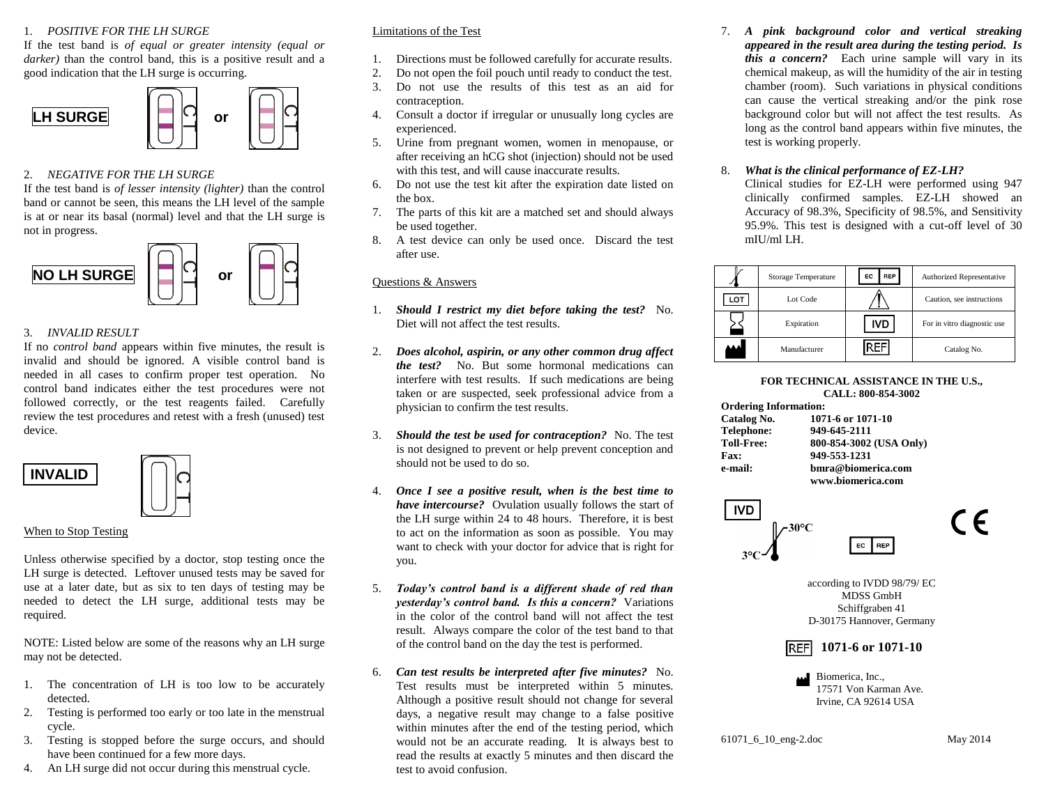1. *POSITIVE FOR THE LH SURGE*

If the test band is *of equal or greater intensity (equal or darker)* than the control band, this is a positive result and a good indication that the LH surge is occurring.

**LH SURGE** or

2. *NEGATIVE FOR THE LH SURGE*

If the test band is *of lesser intensity (lighter)* than the control band or cannot be seen, this means the LH level of the sample is at or near its basal (normal) level and that the LH surge is not in progress.

**NO LH SURGE** or

3. *INVALID RESULT*

If no *control band* appears within five minutes, the result is invalid and should be ignored. A visible control band is needed in all cases to confirm proper test operation. No control band indicates either the test procedures were not followed correctly, or the test reagents failed. Carefully review the test procedures and retest with a fresh (unused) test device.

**INVALID**

When to Stop Testing

Unless otherwise specified by a doctor, stop testing once the LH surge is detected. Leftover unused tests may be saved for use at a later date, but as six to ten days of testing may be needed to detect the LH surge, additional tests may be required.

NOTE: Listed below are some of the reasons why an LH surge may not be detected.

1. The concentration of LH is too low to be accurately detected.
2. Testing is performed too early or too late in the menstrual cycle.
3. Testing is stopped before the surge occurs, and should have been continued for a few more days.
4. An LH surge did not occur during this menstrual cycle.

Limitations of the Test

1. Directions must be followed carefully for accurate results.
2. Do not open the foil pouch until ready to conduct the test.
3. Do not use the results of this test as an aid for contraception.
4. Consult a doctor if irregular or unusually long cycles are experienced.
5. Urine from pregnant women, women in menopause, or after receiving an hCG shot (injection) should not be used with this test, and will cause inaccurate results.
6. Do not use the test kit after the expiration date listed on the box.
7. The parts of this kit are a matched set and should always be used together.
8. A test device can only be used once. Discard the test after use.

Questions & Answers

1. ***Should I restrict my diet before taking the test?*** No. Diet will not affect the test results.

2. ***Does alcohol, aspirin, or any other common drug affect the test?*** No. But some hormonal medications can interfere with test results. If such medications are being taken or are suspected, seek professional advice from a physician to confirm the test results.

3. ***Should the test be used for contraception?*** No. The test is not designed to prevent or help prevent conception and should not be used to do so.

4. ***Once I see a positive result, when is the best time to have intercourse?*** Ovulation usually follows the start of the LH surge within 24 to 48 hours. Therefore, it is best to act on the information as soon as possible. You may want to check with your doctor for advice that is right for you.

5. ***Today's control band is a different shade of red than yesterday's control band. Is this a concern?*** Variations in the color of the control band will not affect the test result. Always compare the color of the test band to that of the control band on the day the test is performed.

6. ***Can test results be interpreted after five minutes?*** No. Test results must be interpreted within 5 minutes. Although a positive result should not change for several days, a negative result may change to a false positive within minutes after the end of the testing period, which would not be an accurate reading. It is always best to read the results at exactly 5 minutes and then discard the test to avoid confusion.

7. ***A pink background color and vertical streaking appeared in the result area during the testing period. Is this a concern?*** Each urine sample will vary in its chemical makeup, as will the humidity of the air in testing chamber (room). Such variations in physical conditions can cause the vertical streaking and/or the pink rose background color but will not affect the test results. As long as the control band appears within five minutes, the test is working properly.

8. ***What is the clinical performance of EZ-LH?*** Clinical studies for EZ-LH were performed using 947 clinically confirmed samples. EZ-LH showed an Accuracy of 98.3%, Specificity of 98.5%, and Sensitivity 95.9%. This test is designed with a cut-off level of 30 mIU/ml LH.

| | | | |
|---|---|---|---|
| | Storage Temperature | EC REP | Authorized Representative |
| LOT | Lot Code | | Caution, see instructions |
| | Expiration | IVD | For in vitro diagnostic use |
| | Manufacturer | REF | Catalog No. |

**FOR TECHNICAL ASSISTANCE IN THE U.S., CALL: 800-854-3002**

**Ordering Information:**

| | |
|---|---|
| **Catalog No.** | **1071-6 or 1071-10** |
| **Telephone:** | **949-645-2111** |
| **Toll-Free:** | **800-854-3002 (USA Only)** |
| **Fax:** | **949-553-1231** |
| **e-mail:** | **bmra@biomerica.com** |
| | **www.biomerica.com** |

IVD

30°C

3°C

EC REP

CE

according to IVDD 98/79/ EC
MDSS GmbH
Schiffgraben 41
D-30175 Hannover, Germany

REF **1071-6 or 1071-10**

Biomerica, Inc.,
17571 Von Karman Ave.
Irvine, CA 92614 USA

61071_6_10_eng-2.doc May 2014